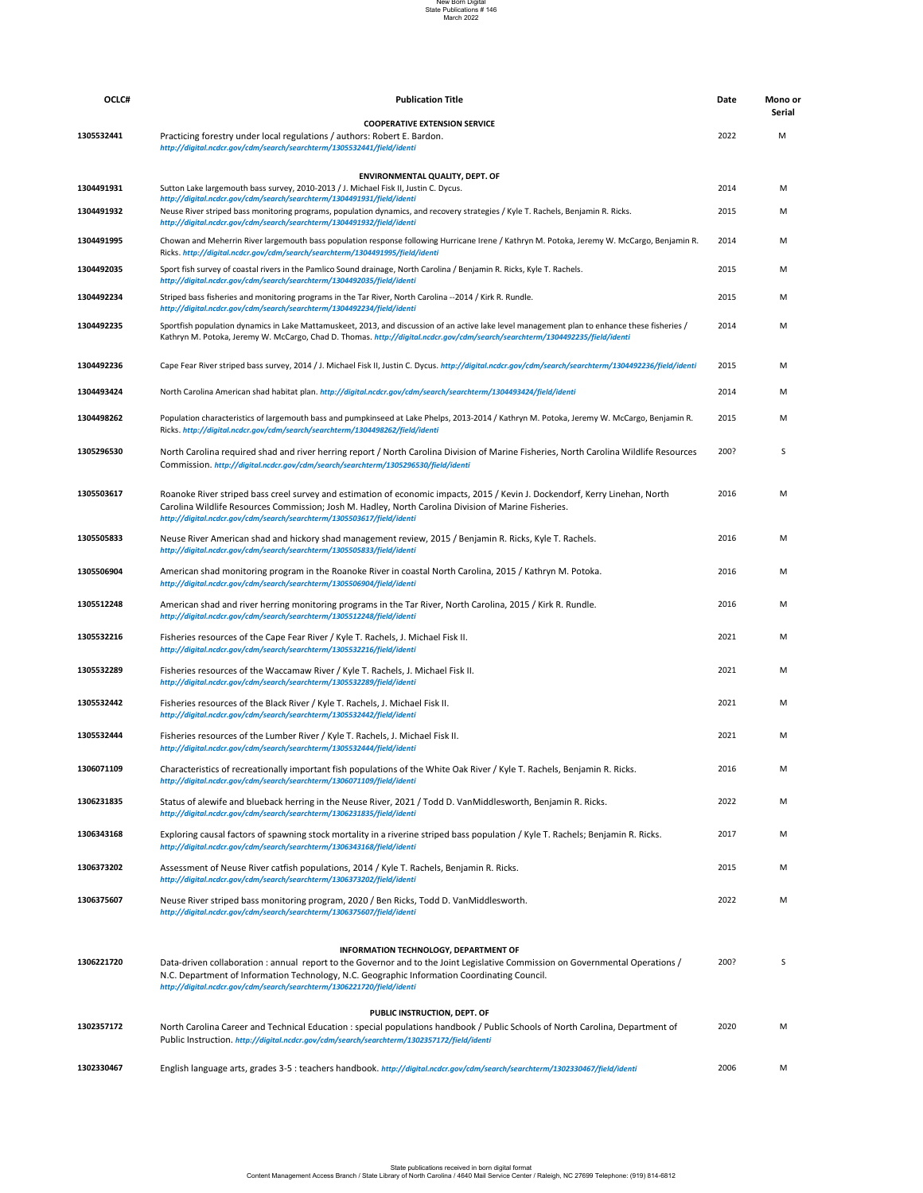New Born Digital
State Publications # 146
March 2022

| OCLC# | Publication Title | Date | Mono or Serial |
|---|---|---|---|
| | **COOPERATIVE EXTENSION SERVICE** | | |
| 1305532441 | Practicing forestry under local regulations / authors: Robert E. Bardon. *http://digital.ncdcr.gov/cdm/search/searchterm/1305532441/field/identi* | 2022 | M |
| | **ENVIRONMENTAL QUALITY, DEPT. OF** | | |
| 1304491931 | Sutton Lake largemouth bass survey, 2010-2013 / J. Michael Fisk II, Justin C. Dycus. *http://digital.ncdcr.gov/cdm/search/searchterm/1304491931/field/identi* | 2014 | M |
| 1304491932 | Neuse River striped bass monitoring programs, population dynamics, and recovery strategies / Kyle T. Rachels, Benjamin R. Ricks. *http://digital.ncdcr.gov/cdm/search/searchterm/1304491932/field/identi* | 2015 | M |
| 1304491995 | Chowan and Meherrin River largemouth bass population response following Hurricane Irene / Kathryn M. Potoka, Jeremy W. McCargo, Benjamin R. Ricks. *http://digital.ncdcr.gov/cdm/search/searchterm/1304491995/field/identi* | 2014 | M |
| 1304492035 | Sport fish survey of coastal rivers in the Pamlico Sound drainage, North Carolina / Benjamin R. Ricks, Kyle T. Rachels. *http://digital.ncdcr.gov/cdm/search/searchterm/1304492035/field/identi* | 2015 | M |
| 1304492234 | Striped bass fisheries and monitoring programs in the Tar River, North Carolina --2014 / Kirk R. Rundle. *http://digital.ncdcr.gov/cdm/search/searchterm/1304492234/field/identi* | 2015 | M |
| 1304492235 | Sportfish population dynamics in Lake Mattamuskeet, 2013, and discussion of an active lake level management plan to enhance these fisheries / Kathryn M. Potoka, Jeremy W. McCargo, Chad D. Thomas. *http://digital.ncdcr.gov/cdm/search/searchterm/1304492235/field/identi* | 2014 | M |
| 1304492236 | Cape Fear River striped bass survey, 2014 / J. Michael Fisk II, Justin C. Dycus. *http://digital.ncdcr.gov/cdm/search/searchterm/1304492236/field/identi* | 2015 | M |
| 1304493424 | North Carolina American shad habitat plan. *http://digital.ncdcr.gov/cdm/search/searchterm/1304493424/field/identi* | 2014 | M |
| 1304498262 | Population characteristics of largemouth bass and pumpkinseed at Lake Phelps, 2013-2014 / Kathryn M. Potoka, Jeremy W. McCargo, Benjamin R. Ricks. *http://digital.ncdcr.gov/cdm/search/searchterm/1304498262/field/identi* | 2015 | M |
| 1305296530 | North Carolina required shad and river herring report / North Carolina Division of Marine Fisheries, North Carolina Wildlife Resources Commission. *http://digital.ncdcr.gov/cdm/search/searchterm/1305296530/field/identi* | 200? | S |
| 1305503617 | Roanoke River striped bass creel survey and estimation of economic impacts, 2015 / Kevin J. Dockendorf, Kerry Linehan, North Carolina Wildlife Resources Commission; Josh M. Hadley, North Carolina Division of Marine Fisheries. *http://digital.ncdcr.gov/cdm/search/searchterm/1305503617/field/identi* | 2016 | M |
| 1305505833 | Neuse River American shad and hickory shad management review, 2015 / Benjamin R. Ricks, Kyle T. Rachels. *http://digital.ncdcr.gov/cdm/search/searchterm/1305505833/field/identi* | 2016 | M |
| 1305506904 | American shad monitoring program in the Roanoke River in coastal North Carolina, 2015 / Kathryn M. Potoka. *http://digital.ncdcr.gov/cdm/search/searchterm/1305506904/field/identi* | 2016 | M |
| 1305512248 | American shad and river herring monitoring programs in the Tar River, North Carolina, 2015 / Kirk R. Rundle. *http://digital.ncdcr.gov/cdm/search/searchterm/1305512248/field/identi* | 2016 | M |
| 1305532216 | Fisheries resources of the Cape Fear River / Kyle T. Rachels, J. Michael Fisk II. *http://digital.ncdcr.gov/cdm/search/searchterm/1305532216/field/identi* | 2021 | M |
| 1305532289 | Fisheries resources of the Waccamaw River / Kyle T. Rachels, J. Michael Fisk II. *http://digital.ncdcr.gov/cdm/search/searchterm/1305532289/field/identi* | 2021 | M |
| 1305532442 | Fisheries resources of the Black River / Kyle T. Rachels, J. Michael Fisk II. *http://digital.ncdcr.gov/cdm/search/searchterm/1305532442/field/identi* | 2021 | M |
| 1305532444 | Fisheries resources of the Lumber River / Kyle T. Rachels, J. Michael Fisk II. *http://digital.ncdcr.gov/cdm/search/searchterm/1305532444/field/identi* | 2021 | M |
| 1306071109 | Characteristics of recreationally important fish populations of the White Oak River / Kyle T. Rachels, Benjamin R. Ricks. *http://digital.ncdcr.gov/cdm/search/searchterm/1306071109/field/identi* | 2016 | M |
| 1306231835 | Status of alewife and blueback herring in the Neuse River, 2021 / Todd D. VanMiddlesworth, Benjamin R. Ricks. *http://digital.ncdcr.gov/cdm/search/searchterm/1306231835/field/identi* | 2022 | M |
| 1306343168 | Exploring causal factors of spawning stock mortality in a riverine striped bass population / Kyle T. Rachels; Benjamin R. Ricks. *http://digital.ncdcr.gov/cdm/search/searchterm/1306343168/field/identi* | 2017 | M |
| 1306373202 | Assessment of Neuse River catfish populations, 2014 / Kyle T. Rachels, Benjamin R. Ricks. *http://digital.ncdcr.gov/cdm/search/searchterm/1306373202/field/identi* | 2015 | M |
| 1306375607 | Neuse River striped bass monitoring program, 2020 / Ben Ricks, Todd D. VanMiddlesworth. *http://digital.ncdcr.gov/cdm/search/searchterm/1306375607/field/identi* | 2022 | M |
| | **INFORMATION TECHNOLOGY, DEPARTMENT OF** | | |
| 1306221720 | Data-driven collaboration : annual report to the Governor and to the Joint Legislative Commission on Governmental Operations / N.C. Department of Information Technology, N.C. Geographic Information Coordinating Council. *http://digital.ncdcr.gov/cdm/search/searchterm/1306221720/field/identi* | 200? | S |
| | **PUBLIC INSTRUCTION, DEPT. OF** | | |
| 1302357172 | North Carolina Career and Technical Education : special populations handbook / Public Schools of North Carolina, Department of Public Instruction. *http://digital.ncdcr.gov/cdm/search/searchterm/1302357172/field/identi* | 2020 | M |
| 1302330467 | English language arts, grades 3-5 : teachers handbook. *http://digital.ncdcr.gov/cdm/search/searchterm/1302330467/field/identi* | 2006 | M |

State publications received in born digital format
Content Management Access Branch / State Library of North Carolina / 4640 Mail Service Center / Raleigh, NC 27699 Telephone: (919) 814-6812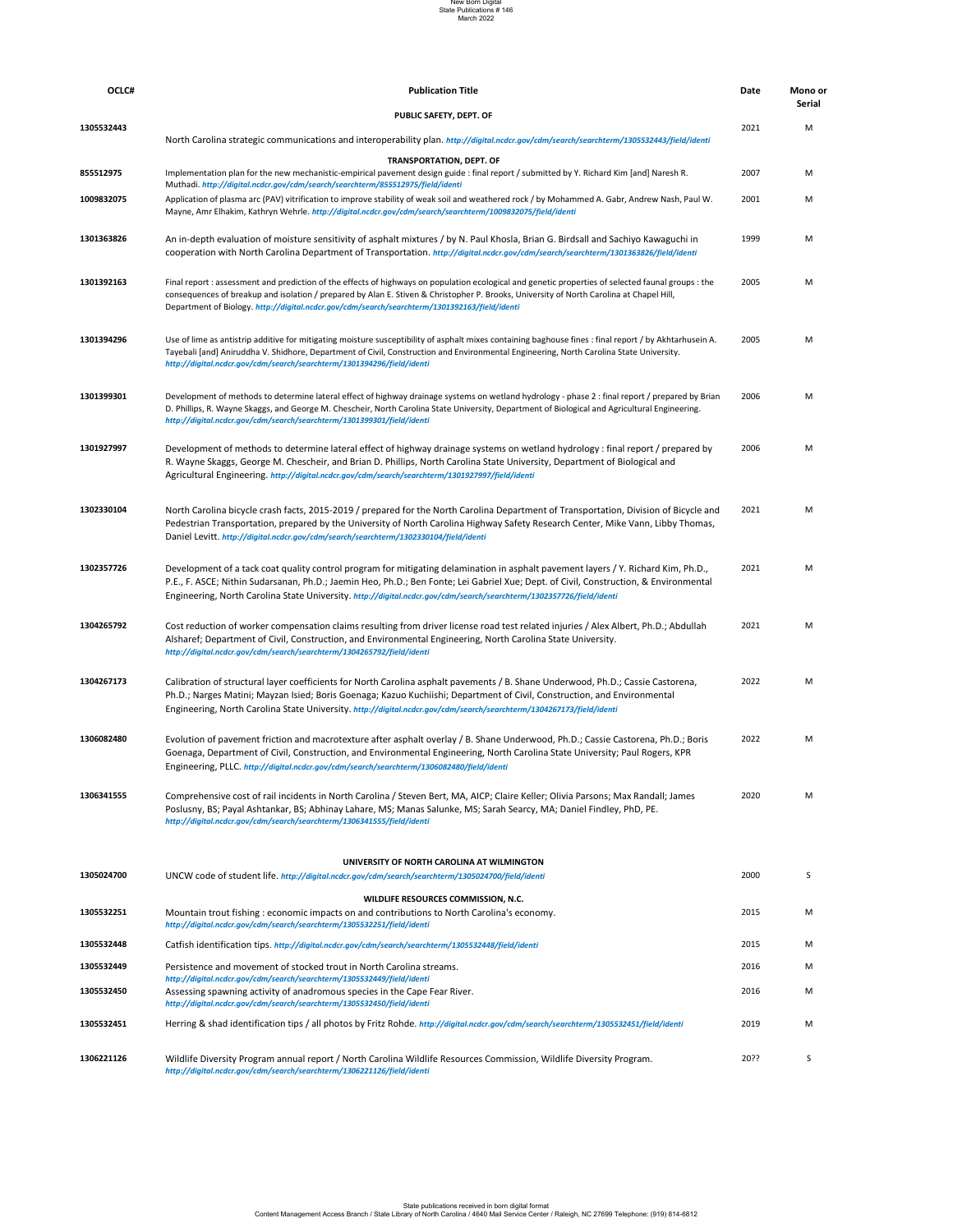| OCLC# | Publication Title | Date | Mono or Serial |
|---|---|---|---|
| | **PUBLIC SAFETY, DEPT. OF** | | |
| 1305532443 | North Carolina strategic communications and interoperability plan. *http://digital.ncdcr.gov/cdm/search/searchterm/1305532443/field/identi* | 2021 | M |
| | **TRANSPORTATION, DEPT. OF** | | |
| 855512975 | Implementation plan for the new mechanistic-empirical pavement design guide : final report / submitted by Y. Richard Kim [and] Naresh R. Muthadi. *http://digital.ncdcr.gov/cdm/search/searchterm/855512975/field/identi* | 2007 | M |
| 1009832075 | Application of plasma arc (PAV) vitrification to improve stability of weak soil and weathered rock / by Mohammed A. Gabr, Andrew Nash, Paul W. Mayne, Amr Elhakim, Kathryn Wehrle. *http://digital.ncdcr.gov/cdm/search/searchterm/1009832075/field/identi* | 2001 | M |
| 1301363826 | An in-depth evaluation of moisture sensitivity of asphalt mixtures / by N. Paul Khosla, Brian G. Birdsall and Sachiyo Kawaguchi in cooperation with North Carolina Department of Transportation. *http://digital.ncdcr.gov/cdm/search/searchterm/1301363826/field/identi* | 1999 | M |
| 1301392163 | Final report : assessment and prediction of the effects of highways on population ecological and genetic properties of selected faunal groups : the consequences of breakup and isolation / prepared by Alan E. Stiven & Christopher P. Brooks, University of North Carolina at Chapel Hill, Department of Biology. *http://digital.ncdcr.gov/cdm/search/searchterm/1301392163/field/identi* | 2005 | M |
| 1301394296 | Use of lime as antistrip additive for mitigating moisture susceptibility of asphalt mixes containing baghouse fines : final report / by Akhtarhusein A. Tayebali [and] Aniruddha V. Shidhore, Department of Civil, Construction and Environmental Engineering, North Carolina State University. *http://digital.ncdcr.gov/cdm/search/searchterm/1301394296/field/identi* | 2005 | M |
| 1301399301 | Development of methods to determine lateral effect of highway drainage systems on wetland hydrology - phase 2 : final report / prepared by Brian D. Phillips, R. Wayne Skaggs, and George M. Chescheir, North Carolina State University, Department of Biological and Agricultural Engineering. *http://digital.ncdcr.gov/cdm/search/searchterm/1301399301/field/identi* | 2006 | M |
| 1301927997 | Development of methods to determine lateral effect of highway drainage systems on wetland hydrology : final report / prepared by R. Wayne Skaggs, George M. Chescheir, and Brian D. Phillips, North Carolina State University, Department of Biological and Agricultural Engineering. *http://digital.ncdcr.gov/cdm/search/searchterm/1301927997/field/identi* | 2006 | M |
| 1302330104 | North Carolina bicycle crash facts, 2015-2019 / prepared for the North Carolina Department of Transportation, Division of Bicycle and Pedestrian Transportation, prepared by the University of North Carolina Highway Safety Research Center, Mike Vann, Libby Thomas, Daniel Levitt. *http://digital.ncdcr.gov/cdm/search/searchterm/1302330104/field/identi* | 2021 | M |
| 1302357726 | Development of a tack coat quality control program for mitigating delamination in asphalt pavement layers / Y. Richard Kim, Ph.D., P.E., F. ASCE; Nithin Sudarsanan, Ph.D.; Jaemin Heo, Ph.D.; Ben Fonte; Lei Gabriel Xue; Dept. of Civil, Construction, & Environmental Engineering, North Carolina State University. *http://digital.ncdcr.gov/cdm/search/searchterm/1302357726/field/identi* | 2021 | M |
| 1304265792 | Cost reduction of worker compensation claims resulting from driver license road test related injuries / Alex Albert, Ph.D.; Abdullah Alsharef; Department of Civil, Construction, and Environmental Engineering, North Carolina State University. *http://digital.ncdcr.gov/cdm/search/searchterm/1304265792/field/identi* | 2021 | M |
| 1304267173 | Calibration of structural layer coefficients for North Carolina asphalt pavements / B. Shane Underwood, Ph.D.; Cassie Castorena, Ph.D.; Narges Matini; Mayzan Isied; Boris Goenaga; Kazuo Kuchiishi; Department of Civil, Construction, and Environmental Engineering, North Carolina State University. *http://digital.ncdcr.gov/cdm/search/searchterm/1304267173/field/identi* | 2022 | M |
| 1306082480 | Evolution of pavement friction and macrotexture after asphalt overlay / B. Shane Underwood, Ph.D.; Cassie Castorena, Ph.D.; Boris Goenaga, Department of Civil, Construction, and Environmental Engineering, North Carolina State University; Paul Rogers, KPR Engineering, PLLC. *http://digital.ncdcr.gov/cdm/search/searchterm/1306082480/field/identi* | 2022 | M |
| 1306341555 | Comprehensive cost of rail incidents in North Carolina / Steven Bert, MA, AICP; Claire Keller; Olivia Parsons; Max Randall; James Poslusny, BS; Payal Ashtankar, BS; Abhinay Lahare, MS; Manas Salunke, MS; Sarah Searcy, MA; Daniel Findley, PhD, PE. *http://digital.ncdcr.gov/cdm/search/searchterm/1306341555/field/identi* | 2020 | M |
| | **UNIVERSITY OF NORTH CAROLINA AT WILMINGTON** | | |
| 1305024700 | UNCW code of student life. *http://digital.ncdcr.gov/cdm/search/searchterm/1305024700/field/identi* | 2000 | S |
| | **WILDLIFE RESOURCES COMMISSION, N.C.** | | |
| 1305532251 | Mountain trout fishing : economic impacts on and contributions to North Carolina's economy. *http://digital.ncdcr.gov/cdm/search/searchterm/1305532251/field/identi* | 2015 | M |
| 1305532448 | Catfish identification tips. *http://digital.ncdcr.gov/cdm/search/searchterm/1305532448/field/identi* | 2015 | M |
| 1305532449 | Persistence and movement of stocked trout in North Carolina streams. *http://digital.ncdcr.gov/cdm/search/searchterm/1305532449/field/identi* | 2016 | M |
| 1305532450 | Assessing spawning activity of anadromous species in the Cape Fear River. *http://digital.ncdcr.gov/cdm/search/searchterm/1305532450/field/identi* | 2016 | M |
| 1305532451 | Herring & shad identification tips / all photos by Fritz Rohde. *http://digital.ncdcr.gov/cdm/search/searchterm/1305532451/field/identi* | 2019 | M |
| 1306221126 | Wildlife Diversity Program annual report / North Carolina Wildlife Resources Commission, Wildlife Diversity Program. *http://digital.ncdcr.gov/cdm/search/searchterm/1306221126/field/identi* | 20?? | S |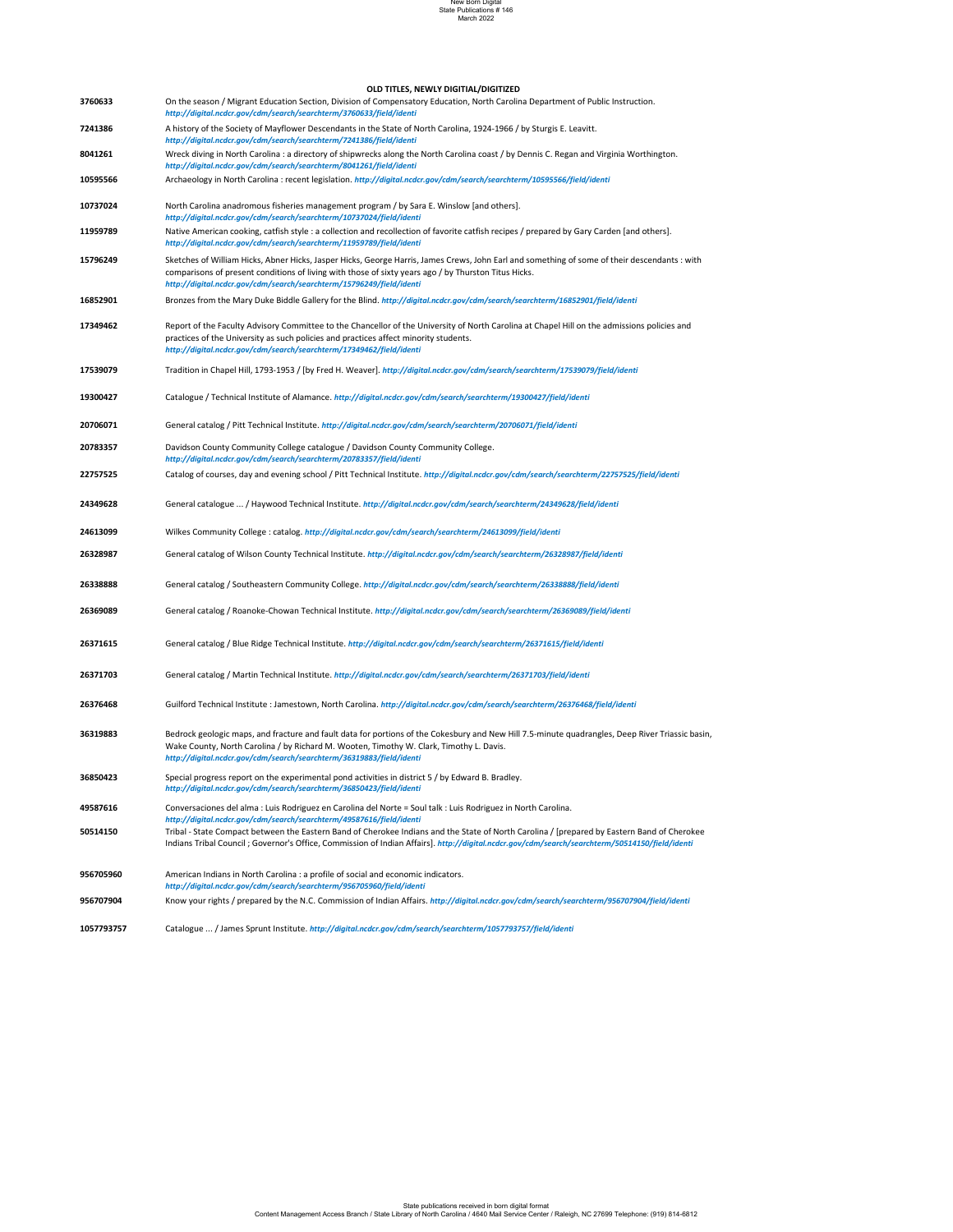**OLD TITLES, NEWLY DIGITIAL/DIGITIZED**

| | |
|---|---|
| **3760633** | On the season / Migrant Education Section, Division of Compensatory Education, North Carolina Department of Public Instruction. ***http://digital.ncdcr.gov/cdm/search/searchterm/3760633/field/identi*** |
| **7241386** | A history of the Society of Mayflower Descendants in the State of North Carolina, 1924-1966 / by Sturgis E. Leavitt. ***http://digital.ncdcr.gov/cdm/search/searchterm/7241386/field/identi*** |
| **8041261** | Wreck diving in North Carolina : a directory of shipwrecks along the North Carolina coast / by Dennis C. Regan and Virginia Worthington. ***http://digital.ncdcr.gov/cdm/search/searchterm/8041261/field/identi*** |
| **10595566** | Archaeology in North Carolina : recent legislation. ***http://digital.ncdcr.gov/cdm/search/searchterm/10595566/field/identi*** |
| **10737024** | North Carolina anadromous fisheries management program / by Sara E. Winslow [and others]. ***http://digital.ncdcr.gov/cdm/search/searchterm/10737024/field/identi*** |
| **11959789** | Native American cooking, catfish style : a collection and recollection of favorite catfish recipes / prepared by Gary Carden [and others]. ***http://digital.ncdcr.gov/cdm/search/searchterm/11959789/field/identi*** |
| **15796249** | Sketches of William Hicks, Abner Hicks, Jasper Hicks, George Harris, James Crews, John Earl and something of some of their descendants : with comparisons of present conditions of living with those of sixty years ago / by Thurston Titus Hicks. ***http://digital.ncdcr.gov/cdm/search/searchterm/15796249/field/identi*** |
| **16852901** | Bronzes from the Mary Duke Biddle Gallery for the Blind. ***http://digital.ncdcr.gov/cdm/search/searchterm/16852901/field/identi*** |
| **17349462** | Report of the Faculty Advisory Committee to the Chancellor of the University of North Carolina at Chapel Hill on the admissions policies and practices of the University as such policies and practices affect minority students. ***http://digital.ncdcr.gov/cdm/search/searchterm/17349462/field/identi*** |
| **17539079** | Tradition in Chapel Hill, 1793-1953 / [by Fred H. Weaver]. ***http://digital.ncdcr.gov/cdm/search/searchterm/17539079/field/identi*** |
| **19300427** | Catalogue / Technical Institute of Alamance. ***http://digital.ncdcr.gov/cdm/search/searchterm/19300427/field/identi*** |
| **20706071** | General catalog / Pitt Technical Institute. ***http://digital.ncdcr.gov/cdm/search/searchterm/20706071/field/identi*** |
| **20783357** | Davidson County Community College catalogue / Davidson County Community College. ***http://digital.ncdcr.gov/cdm/search/searchterm/20783357/field/identi*** |
| **22757525** | Catalog of courses, day and evening school / Pitt Technical Institute. ***http://digital.ncdcr.gov/cdm/search/searchterm/22757525/field/identi*** |
| **24349628** | General catalogue ... / Haywood Technical Institute. ***http://digital.ncdcr.gov/cdm/search/searchterm/24349628/field/identi*** |
| **24613099** | Wilkes Community College : catalog. ***http://digital.ncdcr.gov/cdm/search/searchterm/24613099/field/identi*** |
| **26328987** | General catalog of Wilson County Technical Institute. ***http://digital.ncdcr.gov/cdm/search/searchterm/26328987/field/identi*** |
| **26338888** | General catalog / Southeastern Community College. ***http://digital.ncdcr.gov/cdm/search/searchterm/26338888/field/identi*** |
| **26369089** | General catalog / Roanoke-Chowan Technical Institute. ***http://digital.ncdcr.gov/cdm/search/searchterm/26369089/field/identi*** |
| **26371615** | General catalog / Blue Ridge Technical Institute. ***http://digital.ncdcr.gov/cdm/search/searchterm/26371615/field/identi*** |
| **26371703** | General catalog / Martin Technical Institute. ***http://digital.ncdcr.gov/cdm/search/searchterm/26371703/field/identi*** |
| **26376468** | Guilford Technical Institute : Jamestown, North Carolina. ***http://digital.ncdcr.gov/cdm/search/searchterm/26376468/field/identi*** |
| **36319883** | Bedrock geologic maps, and fracture and fault data for portions of the Cokesbury and New Hill 7.5-minute quadrangles, Deep River Triassic basin, Wake County, North Carolina / by Richard M. Wooten, Timothy W. Clark, Timothy L. Davis. ***http://digital.ncdcr.gov/cdm/search/searchterm/36319883/field/identi*** |
| **36850423** | Special progress report on the experimental pond activities in district 5 / by Edward B. Bradley. ***http://digital.ncdcr.gov/cdm/search/searchterm/36850423/field/identi*** |
| **49587616** | Conversaciones del alma : Luis Rodriguez en Carolina del Norte = Soul talk : Luis Rodriguez in North Carolina. ***http://digital.ncdcr.gov/cdm/search/searchterm/49587616/field/identi*** |
| **50514150** | Tribal - State Compact between the Eastern Band of Cherokee Indians and the State of North Carolina / [prepared by Eastern Band of Cherokee Indians Tribal Council ; Governor's Office, Commission of Indian Affairs]. ***http://digital.ncdcr.gov/cdm/search/searchterm/50514150/field/identi*** |
| **956705960** | American Indians in North Carolina : a profile of social and economic indicators. ***http://digital.ncdcr.gov/cdm/search/searchterm/956705960/field/identi*** |
| **956707904** | Know your rights / prepared by the N.C. Commission of Indian Affairs. ***http://digital.ncdcr.gov/cdm/search/searchterm/956707904/field/identi*** |
| **1057793757** | Catalogue ... / James Sprunt Institute. ***http://digital.ncdcr.gov/cdm/search/searchterm/1057793757/field/identi*** |